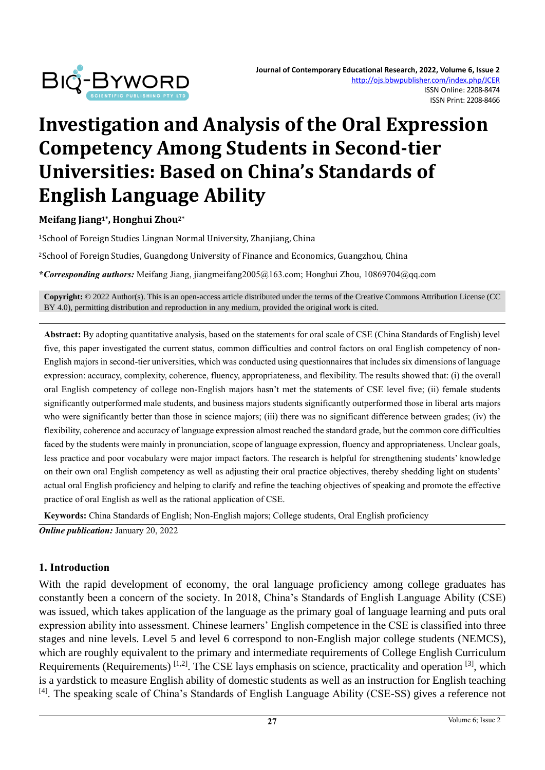# Investigation and Analysis of the Oral Expression Competency Among Students in Second-tier Universities: Based on China's Standards of English Language Ability

**Meifang Jiang[1*], Honghui Zhou[2*]**

[1]School of Foreign Studies Lingnan Normal University, Zhanjiang, China

[2]School of Foreign Studies, Guangdong University of Finance and Economics, Guangzhou, China

***Corresponding authors:*** Meifang Jiang, jiangmeifang2005@163.com; Honghui Zhou, 10869704@qq.com

**Copyright:** © 2022 Author(s). This is an open-access article distributed under the terms of the Creative Commons Attribution License (CC BY 4.0), permitting distribution and reproduction in any medium, provided the original work is cited.

**Abstract:** By adopting quantitative analysis, based on the statements for oral scale of CSE (China Standards of English) level five, this paper investigated the current status, common difficulties and control factors on oral English competency of non-English majors in second-tier universities, which was conducted using questionnaires that includes six dimensions of language expression: accuracy, complexity, coherence, fluency, appropriateness, and flexibility. The results showed that: (i) the overall oral English competency of college non-English majors hasn't met the statements of CSE level five; (ii) female students significantly outperformed male students, and business majors students significantly outperformed those in liberal arts majors who were significantly better than those in science majors; (iii) there was no significant difference between grades; (iv) the flexibility, coherence and accuracy of language expression almost reached the standard grade, but the common core difficulties faced by the students were mainly in pronunciation, scope of language expression, fluency and appropriateness. Unclear goals, less practice and poor vocabulary were major impact factors. The research is helpful for strengthening students' knowledge on their own oral English competency as well as adjusting their oral practice objectives, thereby shedding light on students' actual oral English proficiency and helping to clarify and refine the teaching objectives of speaking and promote the effective practice of oral English as well as the rational application of CSE.

**Keywords:** China Standards of English; Non-English majors; College students, Oral English proficiency

***Online publication:*** January 20, 2022

## 1. Introduction

With the rapid development of economy, the oral language proficiency among college graduates has constantly been a concern of the society. In 2018, China's Standards of English Language Ability (CSE) was issued, which takes application of the language as the primary goal of language learning and puts oral expression ability into assessment. Chinese learners' English competence in the CSE is classified into three stages and nine levels. Level 5 and level 6 correspond to non-English major college students (NEMCS), which are roughly equivalent to the primary and intermediate requirements of College English Curriculum Requirements (Requirements) [1,2]. The CSE lays emphasis on science, practicality and operation [3], which is a yardstick to measure English ability of domestic students as well as an instruction for English teaching [4]. The speaking scale of China's Standards of English Language Ability (CSE-SS) gives a reference not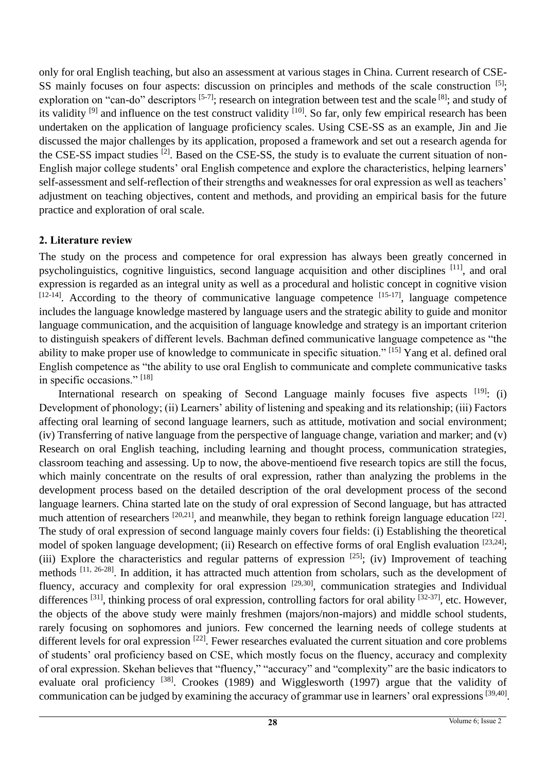only for oral English teaching, but also an assessment at various stages in China. Current research of CSE-SS mainly focuses on four aspects: discussion on principles and methods of the scale construction [5]; exploration on "can-do" descriptors [5-7]; research on integration between test and the scale [8]; and study of its validity [9] and influence on the test construct validity [10]. So far, only few empirical research has been undertaken on the application of language proficiency scales. Using CSE-SS as an example, Jin and Jie discussed the major challenges by its application, proposed a framework and set out a research agenda for the CSE-SS impact studies [2]. Based on the CSE-SS, the study is to evaluate the current situation of non-English major college students' oral English competence and explore the characteristics, helping learners' self-assessment and self-reflection of their strengths and weaknesses for oral expression as well as teachers' adjustment on teaching objectives, content and methods, and providing an empirical basis for the future practice and exploration of oral scale.

## 2. Literature review

The study on the process and competence for oral expression has always been greatly concerned in psycholinguistics, cognitive linguistics, second language acquisition and other disciplines [11], and oral expression is regarded as an integral unity as well as a procedural and holistic concept in cognitive vision [12-14]. According to the theory of communicative language competence [15-17], language competence includes the language knowledge mastered by language users and the strategic ability to guide and monitor language communication, and the acquisition of language knowledge and strategy is an important criterion to distinguish speakers of different levels. Bachman defined communicative language competence as "the ability to make proper use of knowledge to communicate in specific situation." [15] Yang et al. defined oral English competence as "the ability to use oral English to communicate and complete communicative tasks in specific occasions." [18]

International research on speaking of Second Language mainly focuses five aspects [19]: (i) Development of phonology; (ii) Learners' ability of listening and speaking and its relationship; (iii) Factors affecting oral learning of second language learners, such as attitude, motivation and social environment; (iv) Transferring of native language from the perspective of language change, variation and marker; and (v) Research on oral English teaching, including learning and thought process, communication strategies, classroom teaching and assessing. Up to now, the above-mentioend five research topics are still the focus, which mainly concentrate on the results of oral expression, rather than analyzing the problems in the development process based on the detailed description of the oral development process of the second language learners. China started late on the study of oral expression of Second language, but has attracted much attention of researchers [20,21], and meanwhile, they began to rethink foreign language education [22]. The study of oral expression of second language mainly covers four fields: (i) Establishing the theoretical model of spoken language development; (ii) Research on effective forms of oral English evaluation [23,24]; (iii) Explore the characteristics and regular patterns of expression [25]; (iv) Improvement of teaching methods [11, 26-28]. In addition, it has attracted much attention from scholars, such as the development of fluency, accuracy and complexity for oral expression [29,30], communication strategies and Individual differences [31], thinking process of oral expression, controlling factors for oral ability [32-37], etc. However, the objects of the above study were mainly freshmen (majors/non-majors) and middle school students, rarely focusing on sophomores and juniors. Few concerned the learning needs of college students at different levels for oral expression [22]. Fewer researches evaluated the current situation and core problems of students' oral proficiency based on CSE, which mostly focus on the fluency, accuracy and complexity of oral expression. Skehan believes that "fluency," "accuracy" and "complexity" are the basic indicators to evaluate oral proficiency [38]. Crookes (1989) and Wigglesworth (1997) argue that the validity of communication can be judged by examining the accuracy of grammar use in learners' oral expressions [39,40].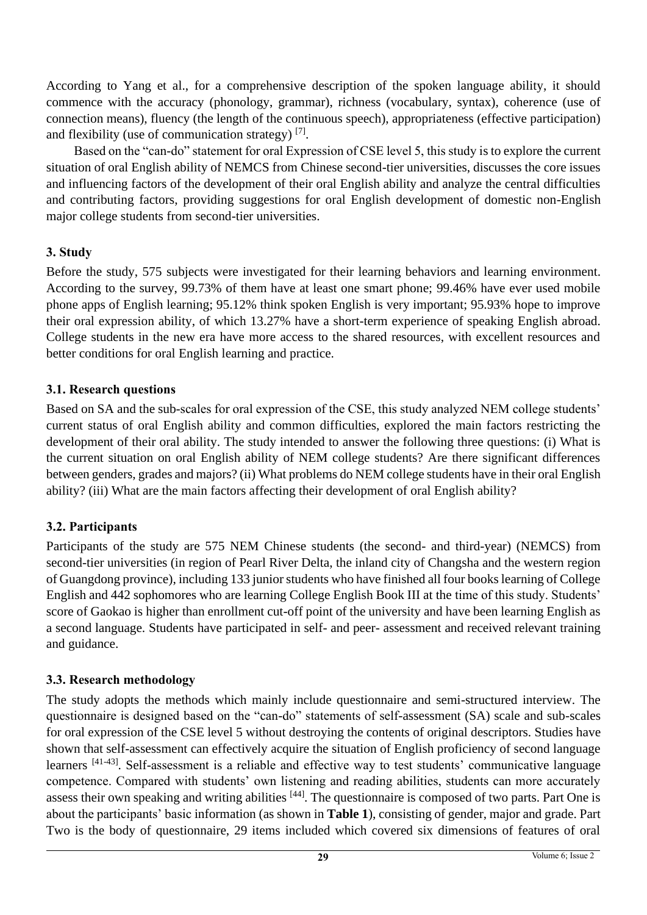According to Yang et al., for a comprehensive description of the spoken language ability, it should commence with the accuracy (phonology, grammar), richness (vocabulary, syntax), coherence (use of connection means), fluency (the length of the continuous speech), appropriateness (effective participation) and flexibility (use of communication strategy) [7].

Based on the "can-do" statement for oral Expression of CSE level 5, this study is to explore the current situation of oral English ability of NEMCS from Chinese second-tier universities, discusses the core issues and influencing factors of the development of their oral English ability and analyze the central difficulties and contributing factors, providing suggestions for oral English development of domestic non-English major college students from second-tier universities.

## 3. Study

Before the study, 575 subjects were investigated for their learning behaviors and learning environment. According to the survey, 99.73% of them have at least one smart phone; 99.46% have ever used mobile phone apps of English learning; 95.12% think spoken English is very important; 95.93% hope to improve their oral expression ability, of which 13.27% have a short-term experience of speaking English abroad. College students in the new era have more access to the shared resources, with excellent resources and better conditions for oral English learning and practice.

### 3.1. Research questions

Based on SA and the sub-scales for oral expression of the CSE, this study analyzed NEM college students' current status of oral English ability and common difficulties, explored the main factors restricting the development of their oral ability. The study intended to answer the following three questions: (i) What is the current situation on oral English ability of NEM college students? Are there significant differences between genders, grades and majors? (ii) What problems do NEM college students have in their oral English ability? (iii) What are the main factors affecting their development of oral English ability?

### 3.2. Participants

Participants of the study are 575 NEM Chinese students (the second- and third-year) (NEMCS) from second-tier universities (in region of Pearl River Delta, the inland city of Changsha and the western region of Guangdong province), including 133 junior students who have finished all four books learning of College English and 442 sophomores who are learning College English Book III at the time of this study. Students' score of Gaokao is higher than enrollment cut-off point of the university and have been learning English as a second language. Students have participated in self- and peer- assessment and received relevant training and guidance.

### 3.3. Research methodology

The study adopts the methods which mainly include questionnaire and semi-structured interview. The questionnaire is designed based on the "can-do" statements of self-assessment (SA) scale and sub-scales for oral expression of the CSE level 5 without destroying the contents of original descriptors. Studies have shown that self-assessment can effectively acquire the situation of English proficiency of second language learners [41-43]. Self-assessment is a reliable and effective way to test students' communicative language competence. Compared with students' own listening and reading abilities, students can more accurately assess their own speaking and writing abilities [44]. The questionnaire is composed of two parts. Part One is about the participants' basic information (as shown in **Table 1**), consisting of gender, major and grade. Part Two is the body of questionnaire, 29 items included which covered six dimensions of features of oral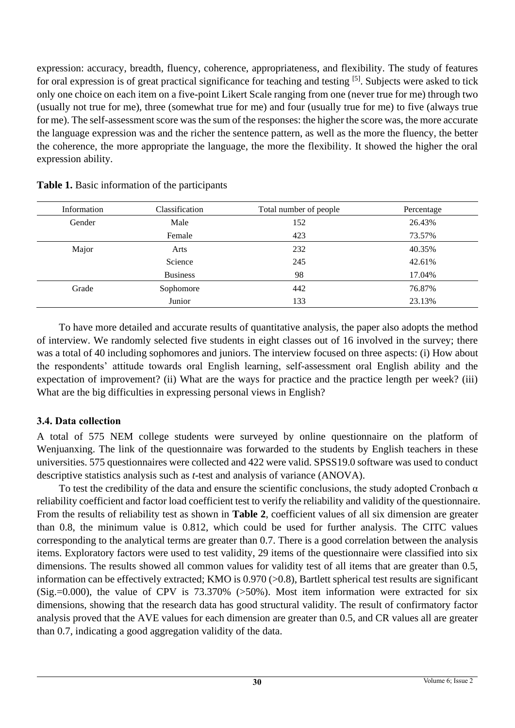expression: accuracy, breadth, fluency, coherence, appropriateness, and flexibility. The study of features for oral expression is of great practical significance for teaching and testing [5]. Subjects were asked to tick only one choice on each item on a five-point Likert Scale ranging from one (never true for me) through two (usually not true for me), three (somewhat true for me) and four (usually true for me) to five (always true for me). The self-assessment score was the sum of the responses: the higher the score was, the more accurate the language expression was and the richer the sentence pattern, as well as the more the fluency, the better the coherence, the more appropriate the language, the more the flexibility. It showed the higher the oral expression ability.

**Table 1.** Basic information of the participants

| Information | Classification | Total number of people | Percentage |
|---|---|---|---|
| Gender | Male | 152 | 26.43% |
| | Female | 423 | 73.57% |
| Major | Arts | 232 | 40.35% |
| | Science | 245 | 42.61% |
| | Business | 98 | 17.04% |
| Grade | Sophomore | 442 | 76.87% |
| | Junior | 133 | 23.13% |

To have more detailed and accurate results of quantitative analysis, the paper also adopts the method of interview. We randomly selected five students in eight classes out of 16 involved in the survey; there was a total of 40 including sophomores and juniors. The interview focused on three aspects: (i) How about the respondents' attitude towards oral English learning, self-assessment oral English ability and the expectation of improvement? (ii) What are the ways for practice and the practice length per week? (iii) What are the big difficulties in expressing personal views in English?

### 3.4. Data collection

A total of 575 NEM college students were surveyed by online questionnaire on the platform of Wenjuanxing. The link of the questionnaire was forwarded to the students by English teachers in these universities. 575 questionnaires were collected and 422 were valid. SPSS19.0 software was used to conduct descriptive statistics analysis such as *t*-test and analysis of variance (ANOVA).

To test the credibility of the data and ensure the scientific conclusions, the study adopted Cronbach α reliability coefficient and factor load coefficient test to verify the reliability and validity of the questionnaire. From the results of reliability test as shown in **Table 2**, coefficient values of all six dimension are greater than 0.8, the minimum value is 0.812, which could be used for further analysis. The CITC values corresponding to the analytical terms are greater than 0.7. There is a good correlation between the analysis items. Exploratory factors were used to test validity, 29 items of the questionnaire were classified into six dimensions. The results showed all common values for validity test of all items that are greater than 0.5, information can be effectively extracted; KMO is 0.970 (>0.8), Bartlett spherical test results are significant (Sig.=0.000), the value of CPV is 73.370% (>50%). Most item information were extracted for six dimensions, showing that the research data has good structural validity. The result of confirmatory factor analysis proved that the AVE values for each dimension are greater than 0.5, and CR values all are greater than 0.7, indicating a good aggregation validity of the data.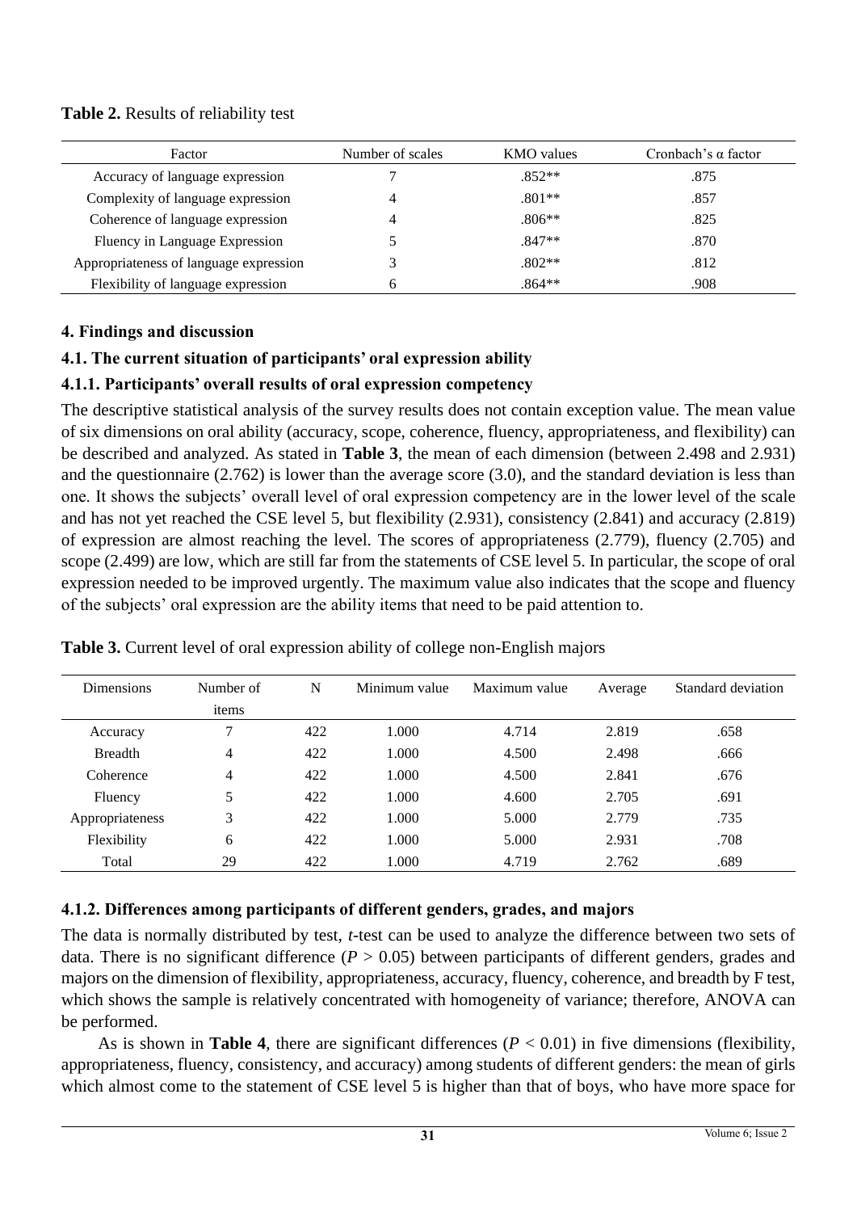**Table 2.** Results of reliability test

| Factor | Number of scales | KMO values | Cronbach's α factor |
|---|---|---|---|
| Accuracy of language expression | 7 | .852** | .875 |
| Complexity of language expression | 4 | .801** | .857 |
| Coherence of language expression | 4 | .806** | .825 |
| Fluency in Language Expression | 5 | .847** | .870 |
| Appropriateness of language expression | 3 | .802** | .812 |
| Flexibility of language expression | 6 | .864** | .908 |

### 4. Findings and discussion

### 4.1. The current situation of participants' oral expression ability

#### 4.1.1. Participants' overall results of oral expression competency

The descriptive statistical analysis of the survey results does not contain exception value. The mean value of six dimensions on oral ability (accuracy, scope, coherence, fluency, appropriateness, and flexibility) can be described and analyzed. As stated in **Table 3**, the mean of each dimension (between 2.498 and 2.931) and the questionnaire (2.762) is lower than the average score (3.0), and the standard deviation is less than one. It shows the subjects' overall level of oral expression competency are in the lower level of the scale and has not yet reached the CSE level 5, but flexibility (2.931), consistency (2.841) and accuracy (2.819) of expression are almost reaching the level. The scores of appropriateness (2.779), fluency (2.705) and scope (2.499) are low, which are still far from the statements of CSE level 5. In particular, the scope of oral expression needed to be improved urgently. The maximum value also indicates that the scope and fluency of the subjects' oral expression are the ability items that need to be paid attention to.

**Table 3.** Current level of oral expression ability of college non-English majors

| Dimensions | Number of items | N | Minimum value | Maximum value | Average | Standard deviation |
|---|---|---|---|---|---|---|
| Accuracy | 7 | 422 | 1.000 | 4.714 | 2.819 | .658 |
| Breadth | 4 | 422 | 1.000 | 4.500 | 2.498 | .666 |
| Coherence | 4 | 422 | 1.000 | 4.500 | 2.841 | .676 |
| Fluency | 5 | 422 | 1.000 | 4.600 | 2.705 | .691 |
| Appropriateness | 3 | 422 | 1.000 | 5.000 | 2.779 | .735 |
| Flexibility | 6 | 422 | 1.000 | 5.000 | 2.931 | .708 |
| Total | 29 | 422 | 1.000 | 4.719 | 2.762 | .689 |

#### 4.1.2. Differences among participants of different genders, grades, and majors

The data is normally distributed by test, *t*-test can be used to analyze the difference between two sets of data. There is no significant difference ($P > 0.05$) between participants of different genders, grades and majors on the dimension of flexibility, appropriateness, accuracy, fluency, coherence, and breadth by F test, which shows the sample is relatively concentrated with homogeneity of variance; therefore, ANOVA can be performed.

As is shown in **Table 4**, there are significant differences ($P < 0.01$) in five dimensions (flexibility, appropriateness, fluency, consistency, and accuracy) among students of different genders: the mean of girls which almost come to the statement of CSE level 5 is higher than that of boys, who have more space for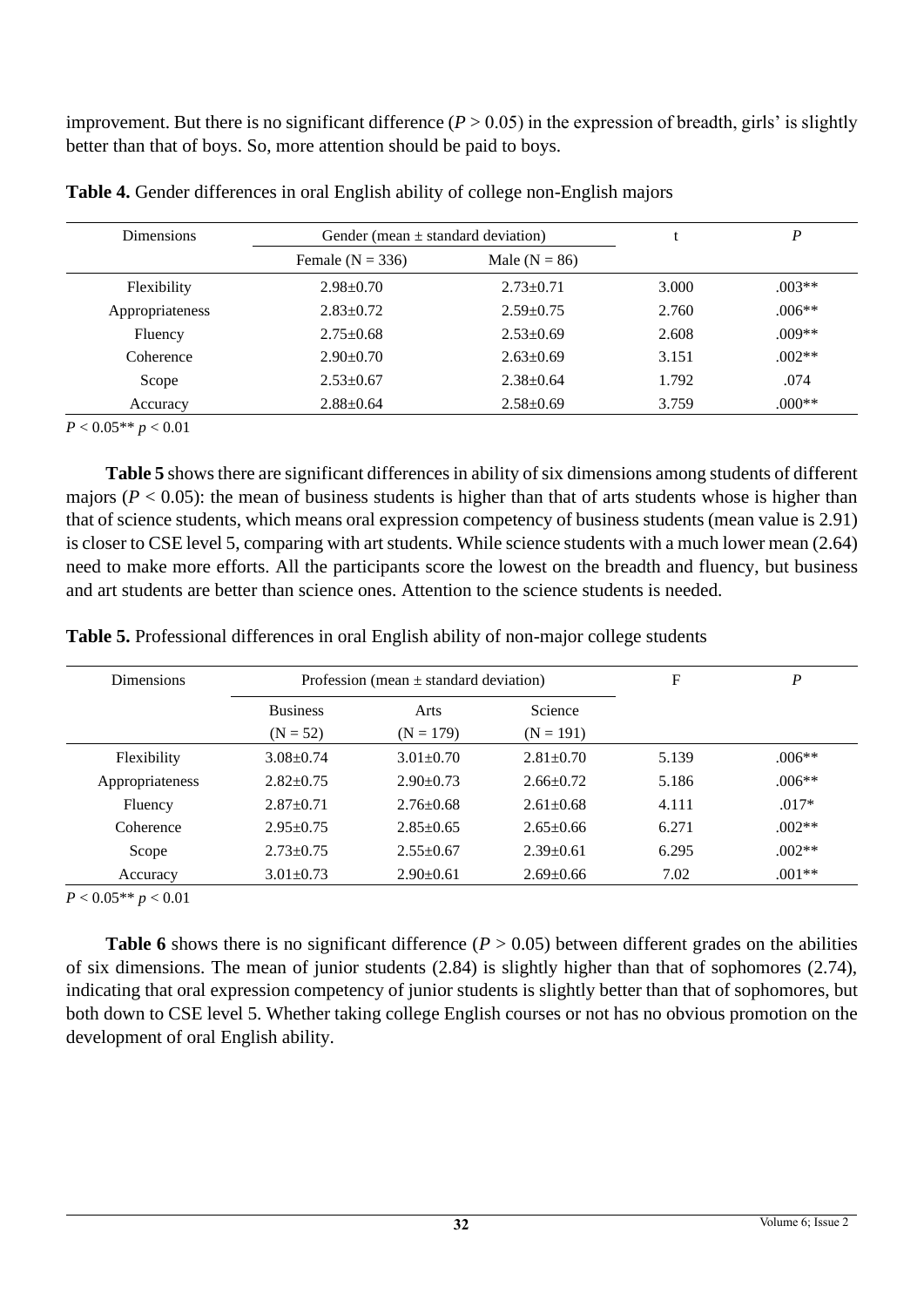improvement. But there is no significant difference ($P > 0.05$) in the expression of breadth, girls' is slightly better than that of boys. So, more attention should be paid to boys.

**Table 4.** Gender differences in oral English ability of college non-English majors

| Dimensions | Gender (mean ± standard deviation) | | t | *P* |
|---|---|---|---|---|
| | Female (N = 336) | Male (N = 86) | | |
| Flexibility | 2.98±0.70 | 2.73±0.71 | 3.000 | .003** |
| Appropriateness | 2.83±0.72 | 2.59±0.75 | 2.760 | .006** |
| Fluency | 2.75±0.68 | 2.53±0.69 | 2.608 | .009** |
| Coherence | 2.90±0.70 | 2.63±0.69 | 3.151 | .002** |
| Scope | 2.53±0.67 | 2.38±0.64 | 1.792 | .074 |
| Accuracy | 2.88±0.64 | 2.58±0.69 | 3.759 | .000** |

$P < 0.05$** $p < 0.01$

**Table 5** shows there are significant differences in ability of six dimensions among students of different majors ($P < 0.05$): the mean of business students is higher than that of arts students whose is higher than that of science students, which means oral expression competency of business students (mean value is 2.91) is closer to CSE level 5, comparing with art students. While science students with a much lower mean (2.64) need to make more efforts. All the participants score the lowest on the breadth and fluency, but business and art students are better than science ones. Attention to the science students is needed.

**Table 5.** Professional differences in oral English ability of non-major college students

| Dimensions | Profession (mean ± standard deviation) | | | F | *P* |
|---|---|---|---|---|---|
| | Business (N = 52) | Arts (N = 179) | Science (N = 191) | | |
| Flexibility | 3.08±0.74 | 3.01±0.70 | 2.81±0.70 | 5.139 | .006** |
| Appropriateness | 2.82±0.75 | 2.90±0.73 | 2.66±0.72 | 5.186 | .006** |
| Fluency | 2.87±0.71 | 2.76±0.68 | 2.61±0.68 | 4.111 | .017* |
| Coherence | 2.95±0.75 | 2.85±0.65 | 2.65±0.66 | 6.271 | .002** |
| Scope | 2.73±0.75 | 2.55±0.67 | 2.39±0.61 | 6.295 | .002** |
| Accuracy | 3.01±0.73 | 2.90±0.61 | 2.69±0.66 | 7.02 | .001** |

$P < 0.05$** $p < 0.01$

**Table 6** shows there is no significant difference ($P > 0.05$) between different grades on the abilities of six dimensions. The mean of junior students (2.84) is slightly higher than that of sophomores (2.74), indicating that oral expression competency of junior students is slightly better than that of sophomores, but both down to CSE level 5. Whether taking college English courses or not has no obvious promotion on the development of oral English ability.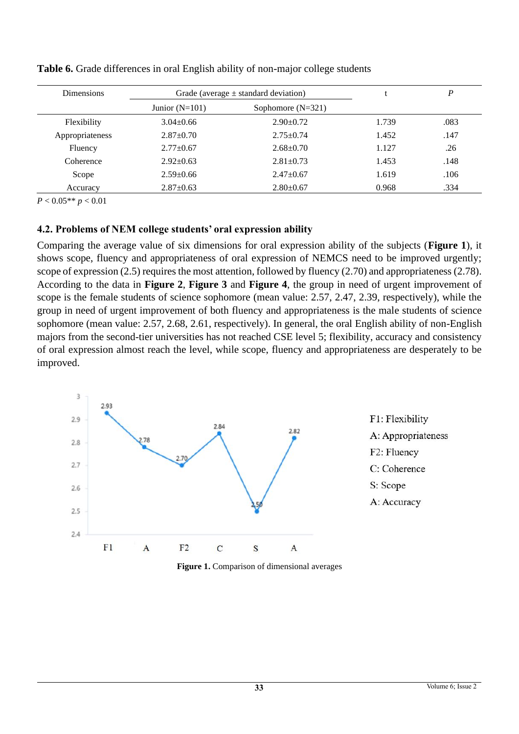**Table 6.** Grade differences in oral English ability of non-major college students

| Dimensions | Grade (average ± standard deviation) | | t | *P* |
|---|---|---|---|---|
| | Junior (N=101) | Sophomore (N=321) | | |
| Flexibility | 3.04±0.66 | 2.90±0.72 | 1.739 | .083 |
| Appropriateness | 2.87±0.70 | 2.75±0.74 | 1.452 | .147 |
| Fluency | 2.77±0.67 | 2.68±0.70 | 1.127 | .26 |
| Coherence | 2.92±0.63 | 2.81±0.73 | 1.453 | .148 |
| Scope | 2.59±0.66 | 2.47±0.67 | 1.619 | .106 |
| Accuracy | 2.87±0.63 | 2.80±0.67 | 0.968 | .334 |

$P < 0.05$** $p < 0.01$

### 4.2. Problems of NEM college students' oral expression ability

Comparing the average value of six dimensions for oral expression ability of the subjects (**Figure 1**), it shows scope, fluency and appropriateness of oral expression of NEMCS need to be improved urgently; scope of expression (2.5) requires the most attention, followed by fluency (2.70) and appropriateness (2.78). According to the data in **Figure 2**, **Figure 3** and **Figure 4**, the group in need of urgent improvement of scope is the female students of science sophomore (mean value: 2.57, 2.47, 2.39, respectively), while the group in need of urgent improvement of both fluency and appropriateness is the male students of science sophomore (mean value: 2.57, 2.68, 2.61, respectively). In general, the oral English ability of non-English majors from the second-tier universities has not reached CSE level 5; flexibility, accuracy and consistency of oral expression almost reach the level, while scope, fluency and appropriateness are desperately to be improved.

F1: Flexibility
A: Appropriateness
F2: Fluency
C: Coherence
S: Scope
A: Accuracy

**Figure 1.** Comparison of dimensional averages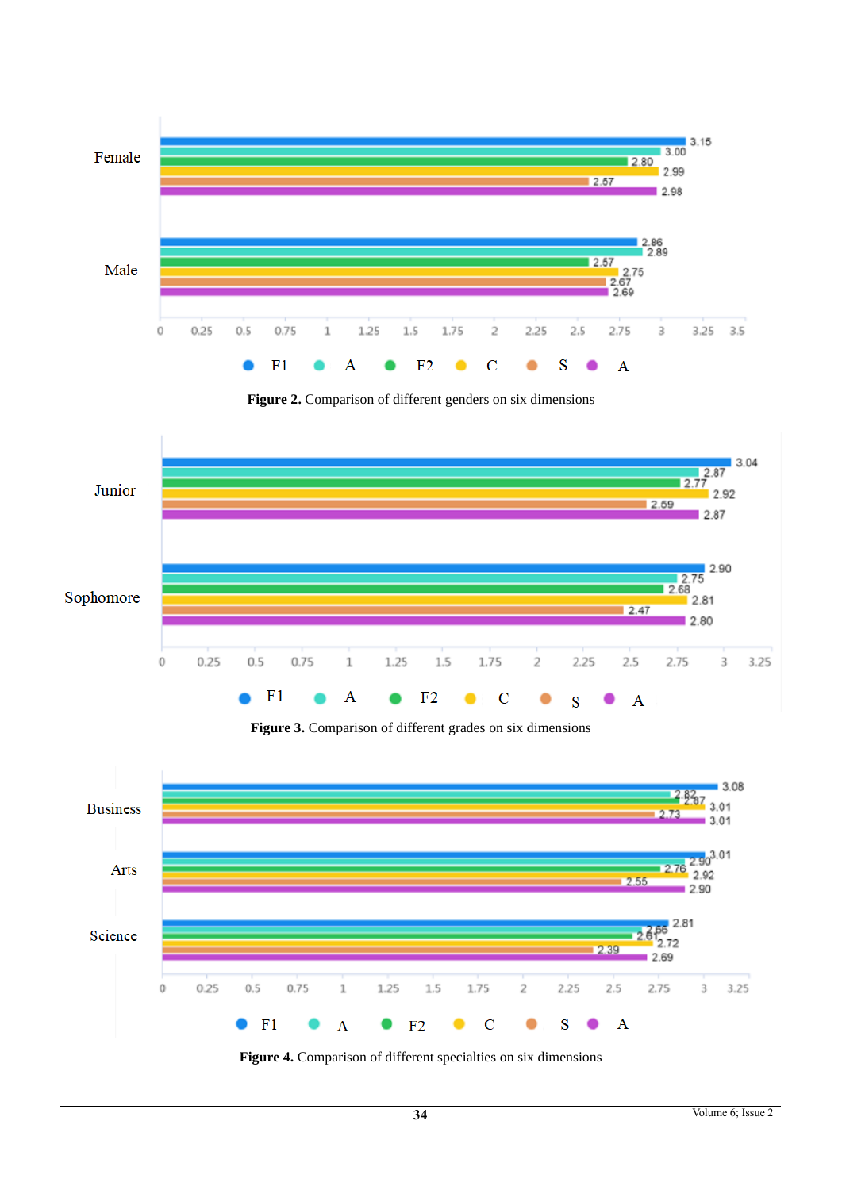| | F1 | A | F2 | C | S | A |
|---|---|---|---|---|---|---|
| Female | 3.15 | 3.00 | 2.80 | 2.99 | 2.57 | 2.98 |
| Male | 2.86 | 2.89 | 2.57 | 2.75 | 2.67 | 2.69 |

**Figure 2.** Comparison of different genders on six dimensions

| | F1 | A | F2 | C | S | A |
|---|---|---|---|---|---|---|
| Junior | 3.04 | 2.87 | 2.77 | 2.92 | 2.59 | 2.87 |
| Sophomore | 2.90 | 2.75 | 2.68 | 2.81 | 2.47 | 2.80 |

**Figure 3.** Comparison of different grades on six dimensions

| | F1 | A | F2 | C | S | A |
|---|---|---|---|---|---|---|
| Business | 3.08 | 2.82 | 2.87 | 3.01 | 2.73 | 3.01 |
| Arts | 3.01 | 2.90 | 2.76 | 2.92 | 2.55 | 2.90 |
| Science | 2.81 | 2.66 | 2.61 | 2.72 | 2.39 | 2.69 |

**Figure 4.** Comparison of different specialties on six dimensions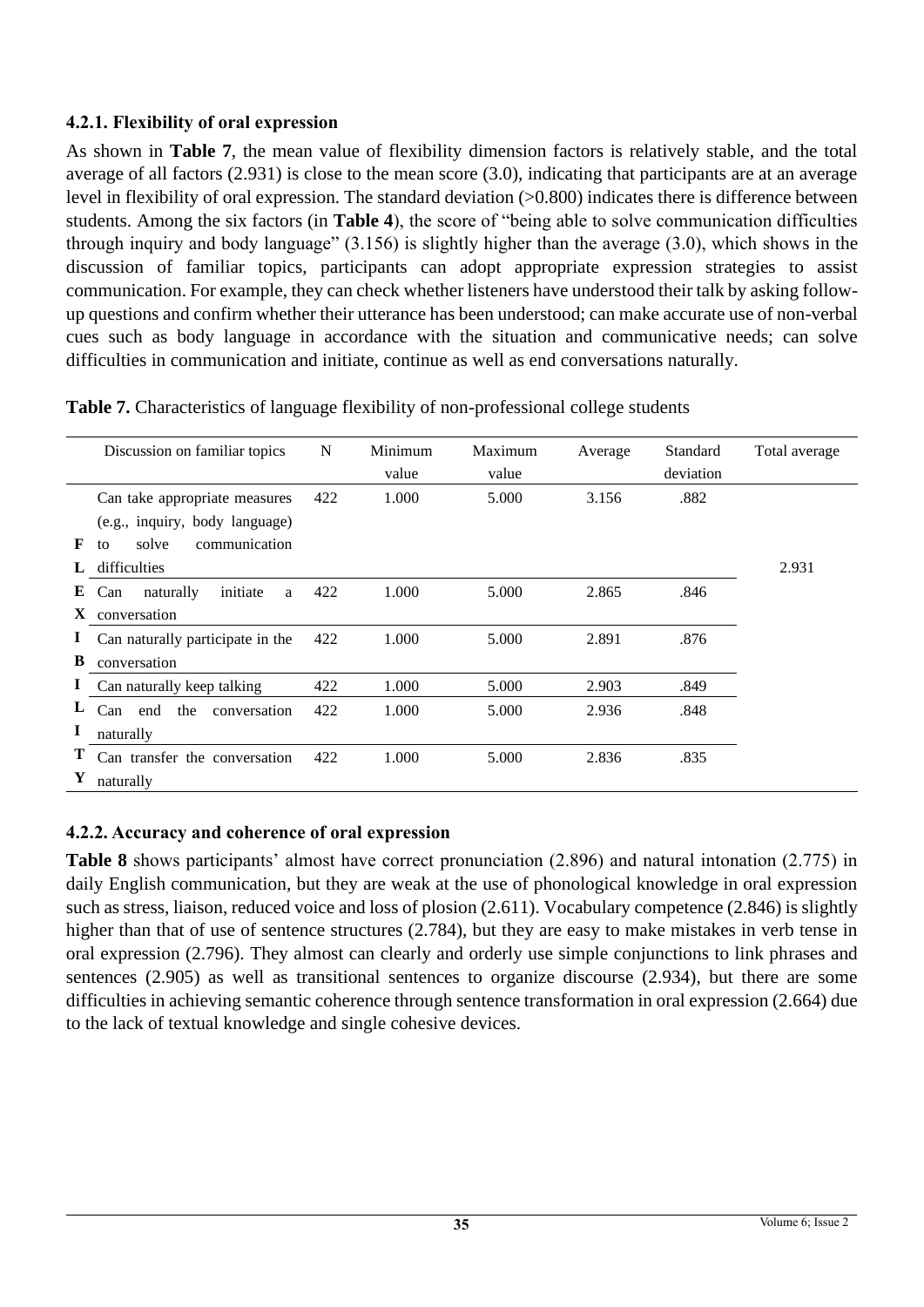### 4.2.1. Flexibility of oral expression

As shown in **Table 7**, the mean value of flexibility dimension factors is relatively stable, and the total average of all factors (2.931) is close to the mean score (3.0), indicating that participants are at an average level in flexibility of oral expression. The standard deviation (>0.800) indicates there is difference between students. Among the six factors (in **Table 4**), the score of "being able to solve communication difficulties through inquiry and body language" (3.156) is slightly higher than the average (3.0), which shows in the discussion of familiar topics, participants can adopt appropriate expression strategies to assist communication. For example, they can check whether listeners have understood their talk by asking follow-up questions and confirm whether their utterance has been understood; can make accurate use of non-verbal cues such as body language in accordance with the situation and communicative needs; can solve difficulties in communication and initiate, continue as well as end conversations naturally.

**Table 7.** Characteristics of language flexibility of non-professional college students

| | Discussion on familiar topics | N | Minimum value | Maximum value | Average | Standard deviation | Total average |
|---|---|---|---|---|---|---|---|
| FLEXIBILITY | Can take appropriate measures (e.g., inquiry, body language) to solve communication difficulties | 422 | 1.000 | 5.000 | 3.156 | .882 | 2.931 |
| | Can naturally initiate a conversation | 422 | 1.000 | 5.000 | 2.865 | .846 | |
| | Can naturally participate in the conversation | 422 | 1.000 | 5.000 | 2.891 | .876 | |
| | Can naturally keep talking | 422 | 1.000 | 5.000 | 2.903 | .849 | |
| | Can end the conversation naturally | 422 | 1.000 | 5.000 | 2.936 | .848 | |
| | Can transfer the conversation naturally | 422 | 1.000 | 5.000 | 2.836 | .835 | |

### 4.2.2. Accuracy and coherence of oral expression

**Table 8** shows participants' almost have correct pronunciation (2.896) and natural intonation (2.775) in daily English communication, but they are weak at the use of phonological knowledge in oral expression such as stress, liaison, reduced voice and loss of plosion (2.611). Vocabulary competence (2.846) is slightly higher than that of use of sentence structures (2.784), but they are easy to make mistakes in verb tense in oral expression (2.796). They almost can clearly and orderly use simple conjunctions to link phrases and sentences (2.905) as well as transitional sentences to organize discourse (2.934), but there are some difficulties in achieving semantic coherence through sentence transformation in oral expression (2.664) due to the lack of textual knowledge and single cohesive devices.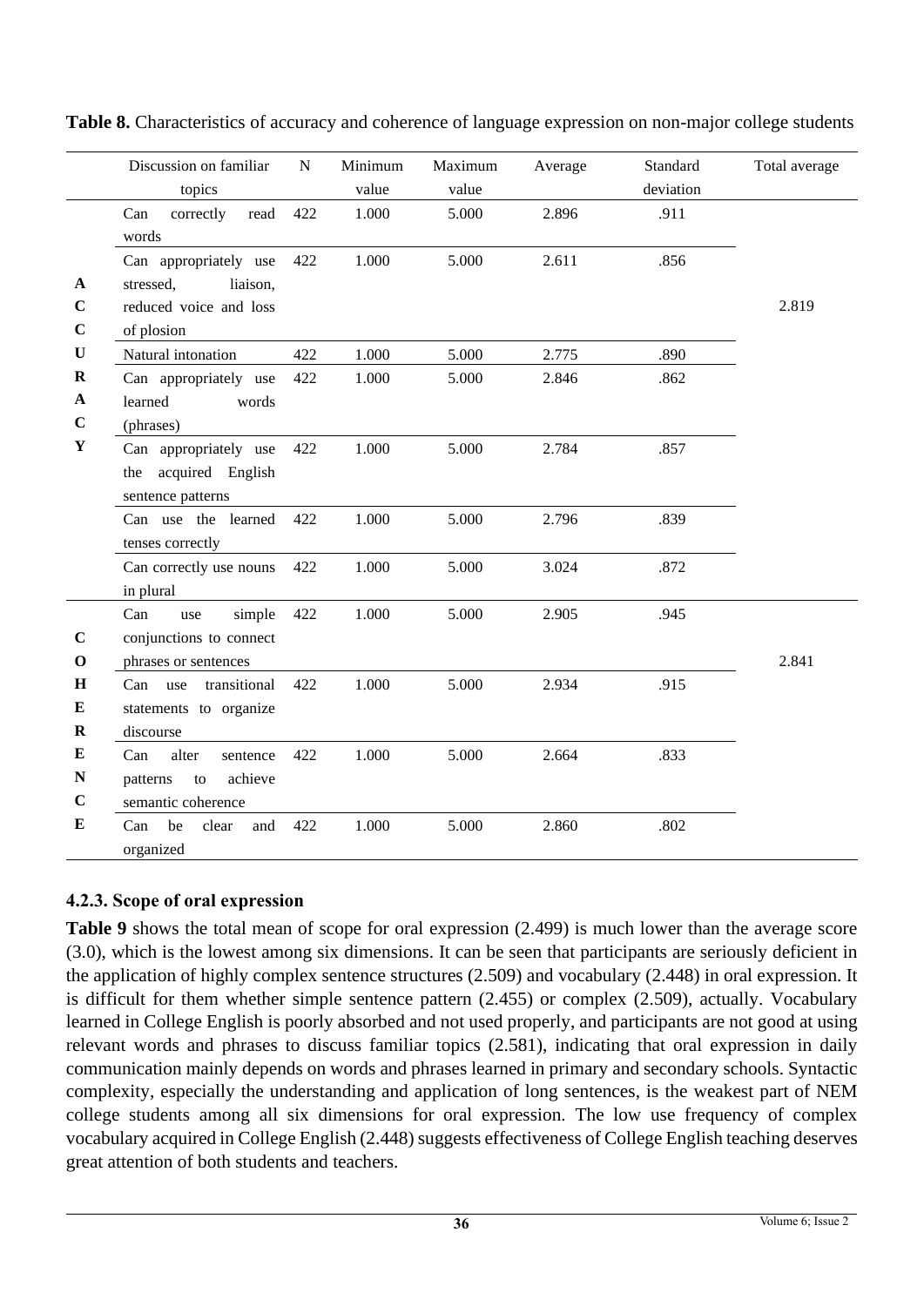**Table 8.** Characteristics of accuracy and coherence of language expression on non-major college students

| | Discussion on familiar topics | N | Minimum value | Maximum value | Average | Standard deviation | Total average |
|---|---|---|---|---|---|---|---|
| ACCURACY | Can correctly read words | 422 | 1.000 | 5.000 | 2.896 | .911 | 2.819 |
| | Can appropriately use stressed, liaison, reduced voice and loss of plosion | 422 | 1.000 | 5.000 | 2.611 | .856 | |
| | Natural intonation | 422 | 1.000 | 5.000 | 2.775 | .890 | |
| | Can appropriately use learned words (phrases) | 422 | 1.000 | 5.000 | 2.846 | .862 | |
| | Can appropriately use the acquired English sentence patterns | 422 | 1.000 | 5.000 | 2.784 | .857 | |
| | Can use the learned tenses correctly | 422 | 1.000 | 5.000 | 2.796 | .839 | |
| | Can correctly use nouns in plural | 422 | 1.000 | 5.000 | 3.024 | .872 | |
| COHERENCE | Can use simple conjunctions to connect phrases or sentences | 422 | 1.000 | 5.000 | 2.905 | .945 | 2.841 |
| | Can use transitional statements to organize discourse | 422 | 1.000 | 5.000 | 2.934 | .915 | |
| | Can alter sentence patterns to achieve semantic coherence | 422 | 1.000 | 5.000 | 2.664 | .833 | |
| | Can be clear and organized | 422 | 1.000 | 5.000 | 2.860 | .802 | |

### 4.2.3. Scope of oral expression

**Table 9** shows the total mean of scope for oral expression (2.499) is much lower than the average score (3.0), which is the lowest among six dimensions. It can be seen that participants are seriously deficient in the application of highly complex sentence structures (2.509) and vocabulary (2.448) in oral expression. It is difficult for them whether simple sentence pattern (2.455) or complex (2.509), actually. Vocabulary learned in College English is poorly absorbed and not used properly, and participants are not good at using relevant words and phrases to discuss familiar topics (2.581), indicating that oral expression in daily communication mainly depends on words and phrases learned in primary and secondary schools. Syntactic complexity, especially the understanding and application of long sentences, is the weakest part of NEM college students among all six dimensions for oral expression. The low use frequency of complex vocabulary acquired in College English (2.448) suggests effectiveness of College English teaching deserves great attention of both students and teachers.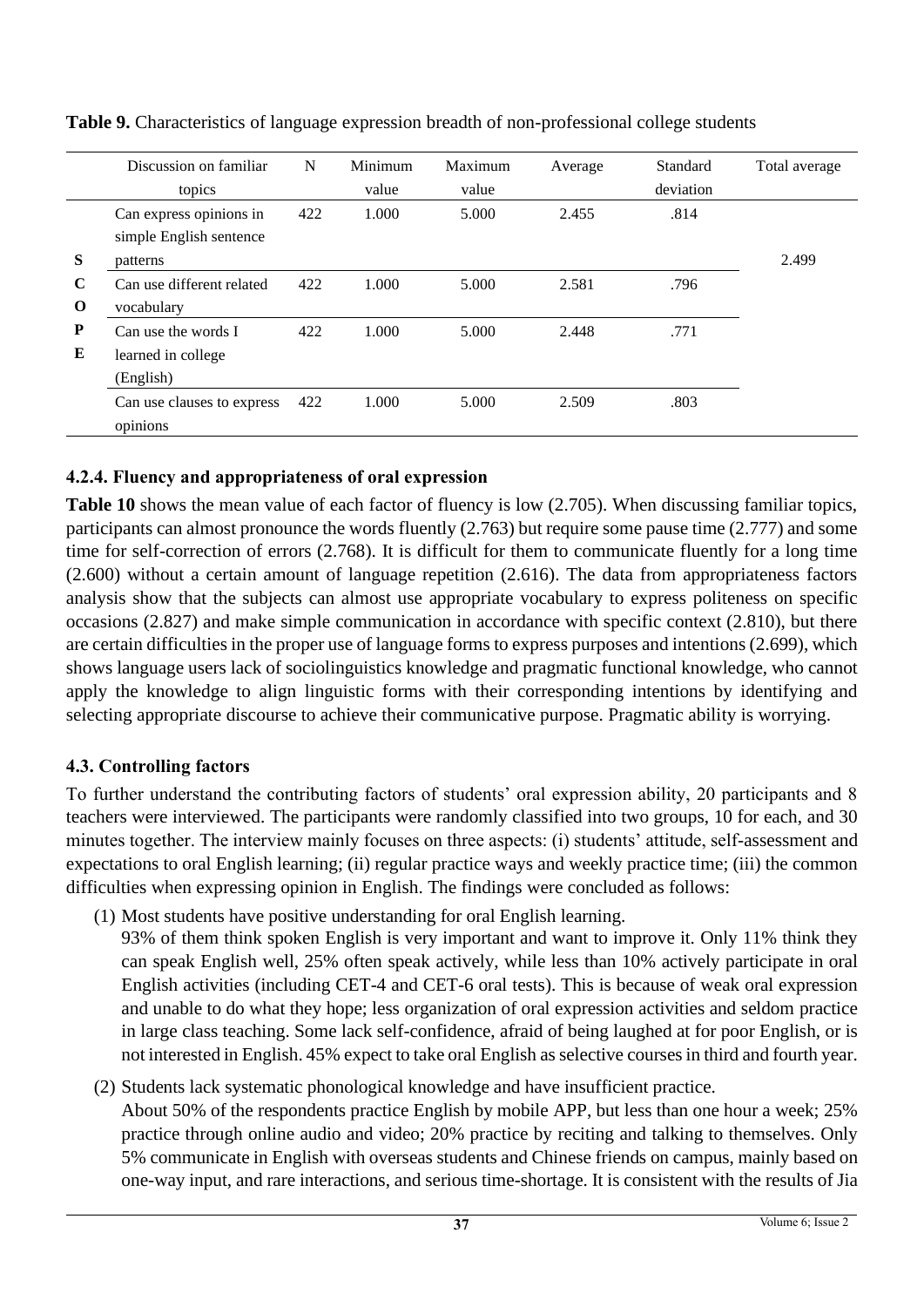**Table 9.** Characteristics of language expression breadth of non-professional college students

| | Discussion on familiar topics | N | Minimum value | Maximum value | Average | Standard deviation | Total average |
|---|---|---|---|---|---|---|---|
| SCOPE | Can express opinions in simple English sentence patterns | 422 | 1.000 | 5.000 | 2.455 | .814 | 2.499 |
| | Can use different related vocabulary | 422 | 1.000 | 5.000 | 2.581 | .796 | |
| | Can use the words I learned in college (English) | 422 | 1.000 | 5.000 | 2.448 | .771 | |
| | Can use clauses to express opinions | 422 | 1.000 | 5.000 | 2.509 | .803 | |

### 4.2.4. Fluency and appropriateness of oral expression

**Table 10** shows the mean value of each factor of fluency is low (2.705). When discussing familiar topics, participants can almost pronounce the words fluently (2.763) but require some pause time (2.777) and some time for self-correction of errors (2.768). It is difficult for them to communicate fluently for a long time (2.600) without a certain amount of language repetition (2.616). The data from appropriateness factors analysis show that the subjects can almost use appropriate vocabulary to express politeness on specific occasions (2.827) and make simple communication in accordance with specific context (2.810), but there are certain difficulties in the proper use of language forms to express purposes and intentions (2.699), which shows language users lack of sociolinguistics knowledge and pragmatic functional knowledge, who cannot apply the knowledge to align linguistic forms with their corresponding intentions by identifying and selecting appropriate discourse to achieve their communicative purpose. Pragmatic ability is worrying.

## 4.3. Controlling factors

To further understand the contributing factors of students' oral expression ability, 20 participants and 8 teachers were interviewed. The participants were randomly classified into two groups, 10 for each, and 30 minutes together. The interview mainly focuses on three aspects: (i) students' attitude, self-assessment and expectations to oral English learning; (ii) regular practice ways and weekly practice time; (iii) the common difficulties when expressing opinion in English. The findings were concluded as follows:

(1) Most students have positive understanding for oral English learning.
93% of them think spoken English is very important and want to improve it. Only 11% think they can speak English well, 25% often speak actively, while less than 10% actively participate in oral English activities (including CET-4 and CET-6 oral tests). This is because of weak oral expression and unable to do what they hope; less organization of oral expression activities and seldom practice in large class teaching. Some lack self-confidence, afraid of being laughed at for poor English, or is not interested in English. 45% expect to take oral English as selective courses in third and fourth year.

(2) Students lack systematic phonological knowledge and have insufficient practice.
About 50% of the respondents practice English by mobile APP, but less than one hour a week; 25% practice through online audio and video; 20% practice by reciting and talking to themselves. Only 5% communicate in English with overseas students and Chinese friends on campus, mainly based on one-way input, and rare interactions, and serious time-shortage. It is consistent with the results of Jia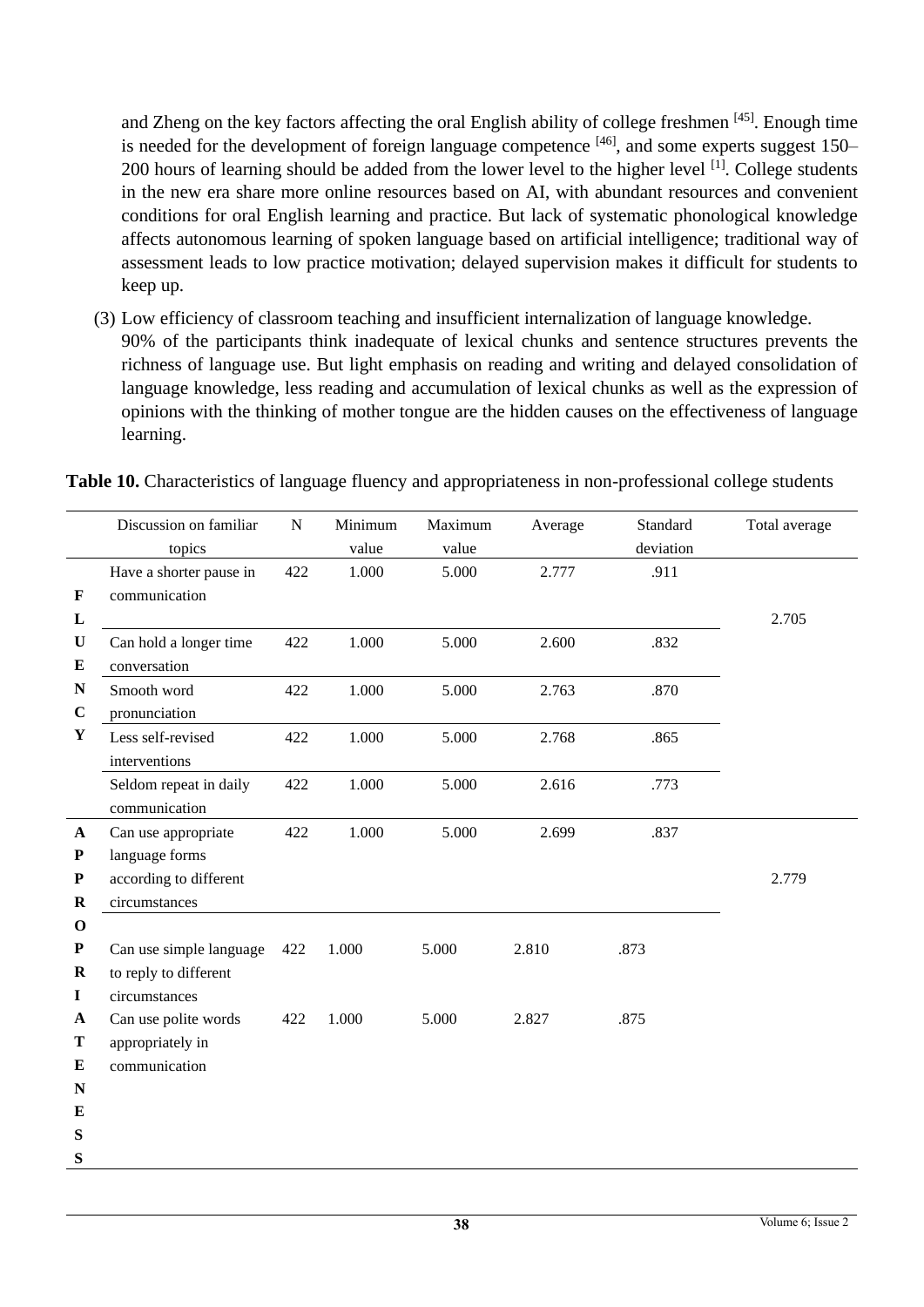and Zheng on the key factors affecting the oral English ability of college freshmen [45]. Enough time is needed for the development of foreign language competence [46], and some experts suggest 150–200 hours of learning should be added from the lower level to the higher level [1]. College students in the new era share more online resources based on AI, with abundant resources and convenient conditions for oral English learning and practice. But lack of systematic phonological knowledge affects autonomous learning of spoken language based on artificial intelligence; traditional way of assessment leads to low practice motivation; delayed supervision makes it difficult for students to keep up.

(3) Low efficiency of classroom teaching and insufficient internalization of language knowledge.
90% of the participants think inadequate of lexical chunks and sentence structures prevents the richness of language use. But light emphasis on reading and writing and delayed consolidation of language knowledge, less reading and accumulation of lexical chunks as well as the expression of opinions with the thinking of mother tongue are the hidden causes on the effectiveness of language learning.

**Table 10.** Characteristics of language fluency and appropriateness in non-professional college students

| | Discussion on familiar topics | N | Minimum value | Maximum value | Average | Standard deviation | Total average |
|---|---|---|---|---|---|---|---|
| FLUENCY | Have a shorter pause in communication | 422 | 1.000 | 5.000 | 2.777 | .911 | 2.705 |
| | Can hold a longer time conversation | 422 | 1.000 | 5.000 | 2.600 | .832 | |
| | Smooth word pronunciation | 422 | 1.000 | 5.000 | 2.763 | .870 | |
| | Less self-revised interventions | 422 | 1.000 | 5.000 | 2.768 | .865 | |
| | Seldom repeat in daily communication | 422 | 1.000 | 5.000 | 2.616 | .773 | |
| APPROPRIATENESS | Can use appropriate language forms according to different circumstances | 422 | 1.000 | 5.000 | 2.699 | .837 | 2.779 |
| | Can use simple language to reply to different circumstances | 422 | 1.000 | 5.000 | 2.810 | .873 | |
| | Can use polite words appropriately in communication | 422 | 1.000 | 5.000 | 2.827 | .875 | |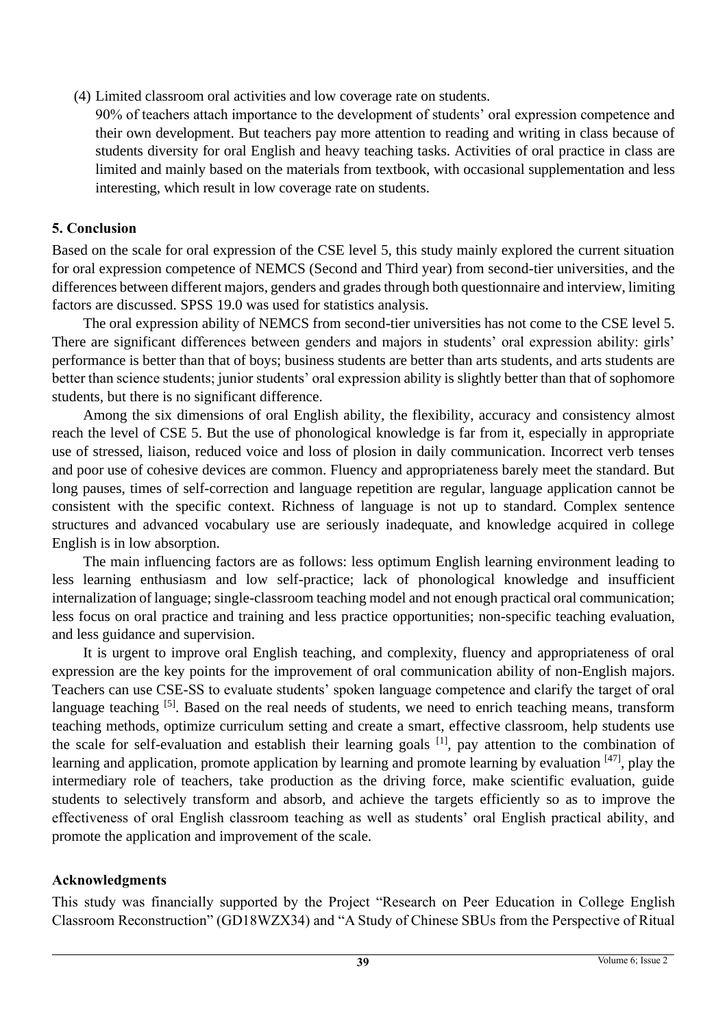(4) Limited classroom oral activities and low coverage rate on students.

90% of teachers attach importance to the development of students' oral expression competence and their own development. But teachers pay more attention to reading and writing in class because of students diversity for oral English and heavy teaching tasks. Activities of oral practice in class are limited and mainly based on the materials from textbook, with occasional supplementation and less interesting, which result in low coverage rate on students.

## 5. Conclusion

Based on the scale for oral expression of the CSE level 5, this study mainly explored the current situation for oral expression competence of NEMCS (Second and Third year) from second-tier universities, and the differences between different majors, genders and grades through both questionnaire and interview, limiting factors are discussed. SPSS 19.0 was used for statistics analysis.

The oral expression ability of NEMCS from second-tier universities has not come to the CSE level 5. There are significant differences between genders and majors in students' oral expression ability: girls' performance is better than that of boys; business students are better than arts students, and arts students are better than science students; junior students' oral expression ability is slightly better than that of sophomore students, but there is no significant difference.

Among the six dimensions of oral English ability, the flexibility, accuracy and consistency almost reach the level of CSE 5. But the use of phonological knowledge is far from it, especially in appropriate use of stressed, liaison, reduced voice and loss of plosion in daily communication. Incorrect verb tenses and poor use of cohesive devices are common. Fluency and appropriateness barely meet the standard. But long pauses, times of self-correction and language repetition are regular, language application cannot be consistent with the specific context. Richness of language is not up to standard. Complex sentence structures and advanced vocabulary use are seriously inadequate, and knowledge acquired in college English is in low absorption.

The main influencing factors are as follows: less optimum English learning environment leading to less learning enthusiasm and low self-practice; lack of phonological knowledge and insufficient internalization of language; single-classroom teaching model and not enough practical oral communication; less focus on oral practice and training and less practice opportunities; non-specific teaching evaluation, and less guidance and supervision.

It is urgent to improve oral English teaching, and complexity, fluency and appropriateness of oral expression are the key points for the improvement of oral communication ability of non-English majors. Teachers can use CSE-SS to evaluate students' spoken language competence and clarify the target of oral language teaching [5]. Based on the real needs of students, we need to enrich teaching means, transform teaching methods, optimize curriculum setting and create a smart, effective classroom, help students use the scale for self-evaluation and establish their learning goals [1], pay attention to the combination of learning and application, promote application by learning and promote learning by evaluation [47], play the intermediary role of teachers, take production as the driving force, make scientific evaluation, guide students to selectively transform and absorb, and achieve the targets efficiently so as to improve the effectiveness of oral English classroom teaching as well as students' oral English practical ability, and promote the application and improvement of the scale.

## Acknowledgments

This study was financially supported by the Project "Research on Peer Education in College English Classroom Reconstruction" (GD18WZX34) and "A Study of Chinese SBUs from the Perspective of Ritual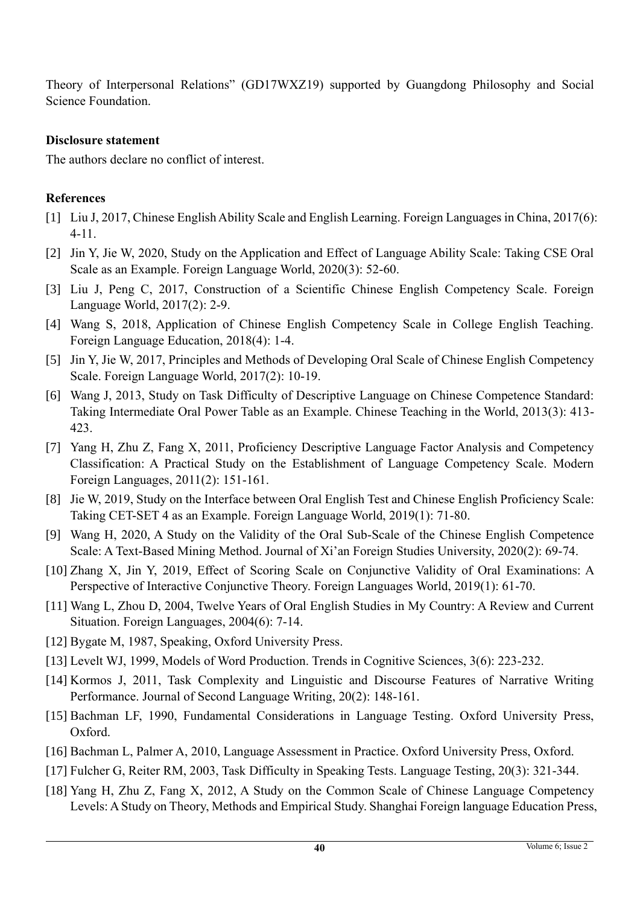Theory of Interpersonal Relations" (GD17WXZ19) supported by Guangdong Philosophy and Social Science Foundation.

**Disclosure statement**

The authors declare no conflict of interest.

**References**

[1] Liu J, 2017, Chinese English Ability Scale and English Learning. Foreign Languages in China, 2017(6): 4-11.

[2] Jin Y, Jie W, 2020, Study on the Application and Effect of Language Ability Scale: Taking CSE Oral Scale as an Example. Foreign Language World, 2020(3): 52-60.

[3] Liu J, Peng C, 2017, Construction of a Scientific Chinese English Competency Scale. Foreign Language World, 2017(2): 2-9.

[4] Wang S, 2018, Application of Chinese English Competency Scale in College English Teaching. Foreign Language Education, 2018(4): 1-4.

[5] Jin Y, Jie W, 2017, Principles and Methods of Developing Oral Scale of Chinese English Competency Scale. Foreign Language World, 2017(2): 10-19.

[6] Wang J, 2013, Study on Task Difficulty of Descriptive Language on Chinese Competence Standard: Taking Intermediate Oral Power Table as an Example. Chinese Teaching in the World, 2013(3): 413-423.

[7] Yang H, Zhu Z, Fang X, 2011, Proficiency Descriptive Language Factor Analysis and Competency Classification: A Practical Study on the Establishment of Language Competency Scale. Modern Foreign Languages, 2011(2): 151-161.

[8] Jie W, 2019, Study on the Interface between Oral English Test and Chinese English Proficiency Scale: Taking CET-SET 4 as an Example. Foreign Language World, 2019(1): 71-80.

[9] Wang H, 2020, A Study on the Validity of the Oral Sub-Scale of the Chinese English Competence Scale: A Text-Based Mining Method. Journal of Xi'an Foreign Studies University, 2020(2): 69-74.

[10] Zhang X, Jin Y, 2019, Effect of Scoring Scale on Conjunctive Validity of Oral Examinations: A Perspective of Interactive Conjunctive Theory. Foreign Languages World, 2019(1): 61-70.

[11] Wang L, Zhou D, 2004, Twelve Years of Oral English Studies in My Country: A Review and Current Situation. Foreign Languages, 2004(6): 7-14.

[12] Bygate M, 1987, Speaking, Oxford University Press.

[13] Levelt WJ, 1999, Models of Word Production. Trends in Cognitive Sciences, 3(6): 223-232.

[14] Kormos J, 2011, Task Complexity and Linguistic and Discourse Features of Narrative Writing Performance. Journal of Second Language Writing, 20(2): 148-161.

[15] Bachman LF, 1990, Fundamental Considerations in Language Testing. Oxford University Press, Oxford.

[16] Bachman L, Palmer A, 2010, Language Assessment in Practice. Oxford University Press, Oxford.

[17] Fulcher G, Reiter RM, 2003, Task Difficulty in Speaking Tests. Language Testing, 20(3): 321-344.

[18] Yang H, Zhu Z, Fang X, 2012, A Study on the Common Scale of Chinese Language Competency Levels: A Study on Theory, Methods and Empirical Study. Shanghai Foreign language Education Press,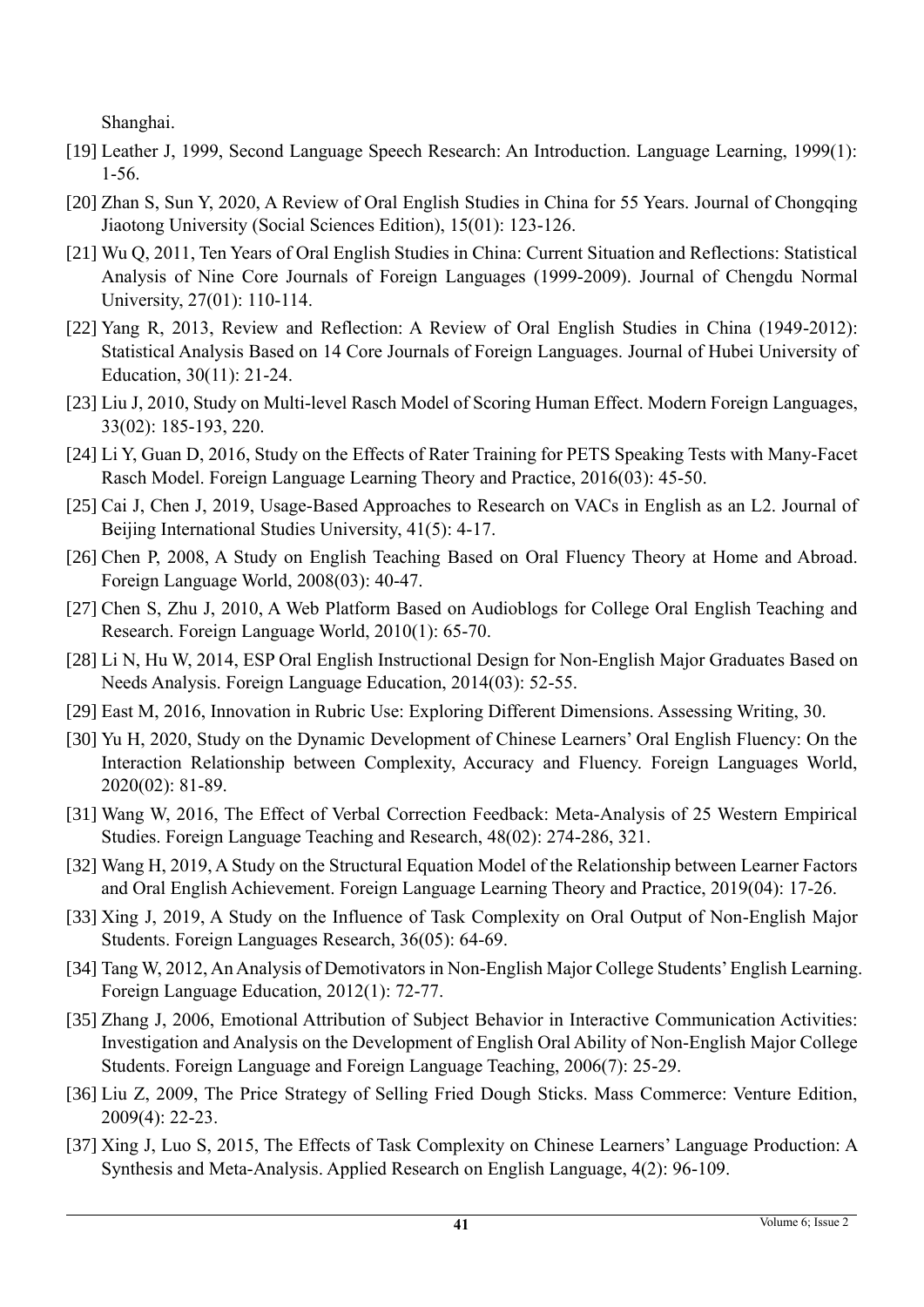Shanghai.

[19] Leather J, 1999, Second Language Speech Research: An Introduction. Language Learning, 1999(1): 1-56.

[20] Zhan S, Sun Y, 2020, A Review of Oral English Studies in China for 55 Years. Journal of Chongqing Jiaotong University (Social Sciences Edition), 15(01): 123-126.

[21] Wu Q, 2011, Ten Years of Oral English Studies in China: Current Situation and Reflections: Statistical Analysis of Nine Core Journals of Foreign Languages (1999-2009). Journal of Chengdu Normal University, 27(01): 110-114.

[22] Yang R, 2013, Review and Reflection: A Review of Oral English Studies in China (1949-2012): Statistical Analysis Based on 14 Core Journals of Foreign Languages. Journal of Hubei University of Education, 30(11): 21-24.

[23] Liu J, 2010, Study on Multi-level Rasch Model of Scoring Human Effect. Modern Foreign Languages, 33(02): 185-193, 220.

[24] Li Y, Guan D, 2016, Study on the Effects of Rater Training for PETS Speaking Tests with Many-Facet Rasch Model. Foreign Language Learning Theory and Practice, 2016(03): 45-50.

[25] Cai J, Chen J, 2019, Usage-Based Approaches to Research on VACs in English as an L2. Journal of Beijing International Studies University, 41(5): 4-17.

[26] Chen P, 2008, A Study on English Teaching Based on Oral Fluency Theory at Home and Abroad. Foreign Language World, 2008(03): 40-47.

[27] Chen S, Zhu J, 2010, A Web Platform Based on Audioblogs for College Oral English Teaching and Research. Foreign Language World, 2010(1): 65-70.

[28] Li N, Hu W, 2014, ESP Oral English Instructional Design for Non-English Major Graduates Based on Needs Analysis. Foreign Language Education, 2014(03): 52-55.

[29] East M, 2016, Innovation in Rubric Use: Exploring Different Dimensions. Assessing Writing, 30.

[30] Yu H, 2020, Study on the Dynamic Development of Chinese Learners' Oral English Fluency: On the Interaction Relationship between Complexity, Accuracy and Fluency. Foreign Languages World, 2020(02): 81-89.

[31] Wang W, 2016, The Effect of Verbal Correction Feedback: Meta-Analysis of 25 Western Empirical Studies. Foreign Language Teaching and Research, 48(02): 274-286, 321.

[32] Wang H, 2019, A Study on the Structural Equation Model of the Relationship between Learner Factors and Oral English Achievement. Foreign Language Learning Theory and Practice, 2019(04): 17-26.

[33] Xing J, 2019, A Study on the Influence of Task Complexity on Oral Output of Non-English Major Students. Foreign Languages Research, 36(05): 64-69.

[34] Tang W, 2012, An Analysis of Demotivators in Non-English Major College Students' English Learning. Foreign Language Education, 2012(1): 72-77.

[35] Zhang J, 2006, Emotional Attribution of Subject Behavior in Interactive Communication Activities: Investigation and Analysis on the Development of English Oral Ability of Non-English Major College Students. Foreign Language and Foreign Language Teaching, 2006(7): 25-29.

[36] Liu Z, 2009, The Price Strategy of Selling Fried Dough Sticks. Mass Commerce: Venture Edition, 2009(4): 22-23.

[37] Xing J, Luo S, 2015, The Effects of Task Complexity on Chinese Learners' Language Production: A Synthesis and Meta-Analysis. Applied Research on English Language, 4(2): 96-109.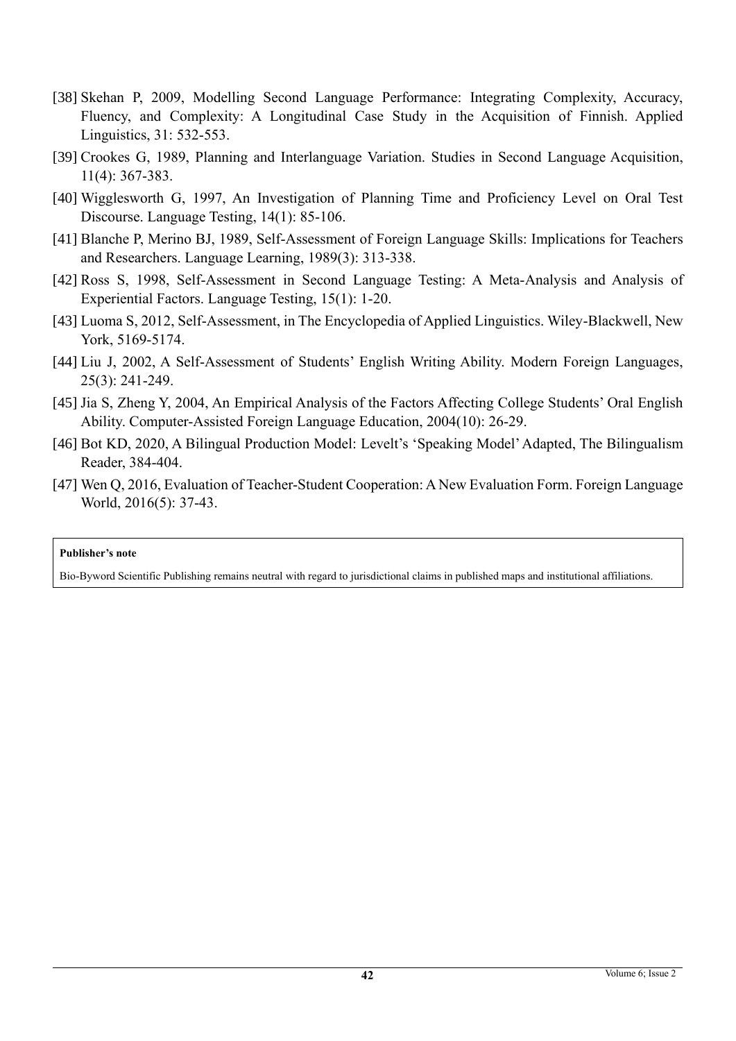[38] Skehan P, 2009, Modelling Second Language Performance: Integrating Complexity, Accuracy, Fluency, and Complexity: A Longitudinal Case Study in the Acquisition of Finnish. Applied Linguistics, 31: 532-553.

[39] Crookes G, 1989, Planning and Interlanguage Variation. Studies in Second Language Acquisition, 11(4): 367-383.

[40] Wigglesworth G, 1997, An Investigation of Planning Time and Proficiency Level on Oral Test Discourse. Language Testing, 14(1): 85-106.

[41] Blanche P, Merino BJ, 1989, Self-Assessment of Foreign Language Skills: Implications for Teachers and Researchers. Language Learning, 1989(3): 313-338.

[42] Ross S, 1998, Self-Assessment in Second Language Testing: A Meta-Analysis and Analysis of Experiential Factors. Language Testing, 15(1): 1-20.

[43] Luoma S, 2012, Self-Assessment, in The Encyclopedia of Applied Linguistics. Wiley-Blackwell, New York, 5169-5174.

[44] Liu J, 2002, A Self-Assessment of Students' English Writing Ability. Modern Foreign Languages, 25(3): 241-249.

[45] Jia S, Zheng Y, 2004, An Empirical Analysis of the Factors Affecting College Students' Oral English Ability. Computer-Assisted Foreign Language Education, 2004(10): 26-29.

[46] Bot KD, 2020, A Bilingual Production Model: Levelt's 'Speaking Model' Adapted, The Bilingualism Reader, 384-404.

[47] Wen Q, 2016, Evaluation of Teacher-Student Cooperation: A New Evaluation Form. Foreign Language World, 2016(5): 37-43.

**Publisher's note**

Bio-Byword Scientific Publishing remains neutral with regard to jurisdictional claims in published maps and institutional affiliations.